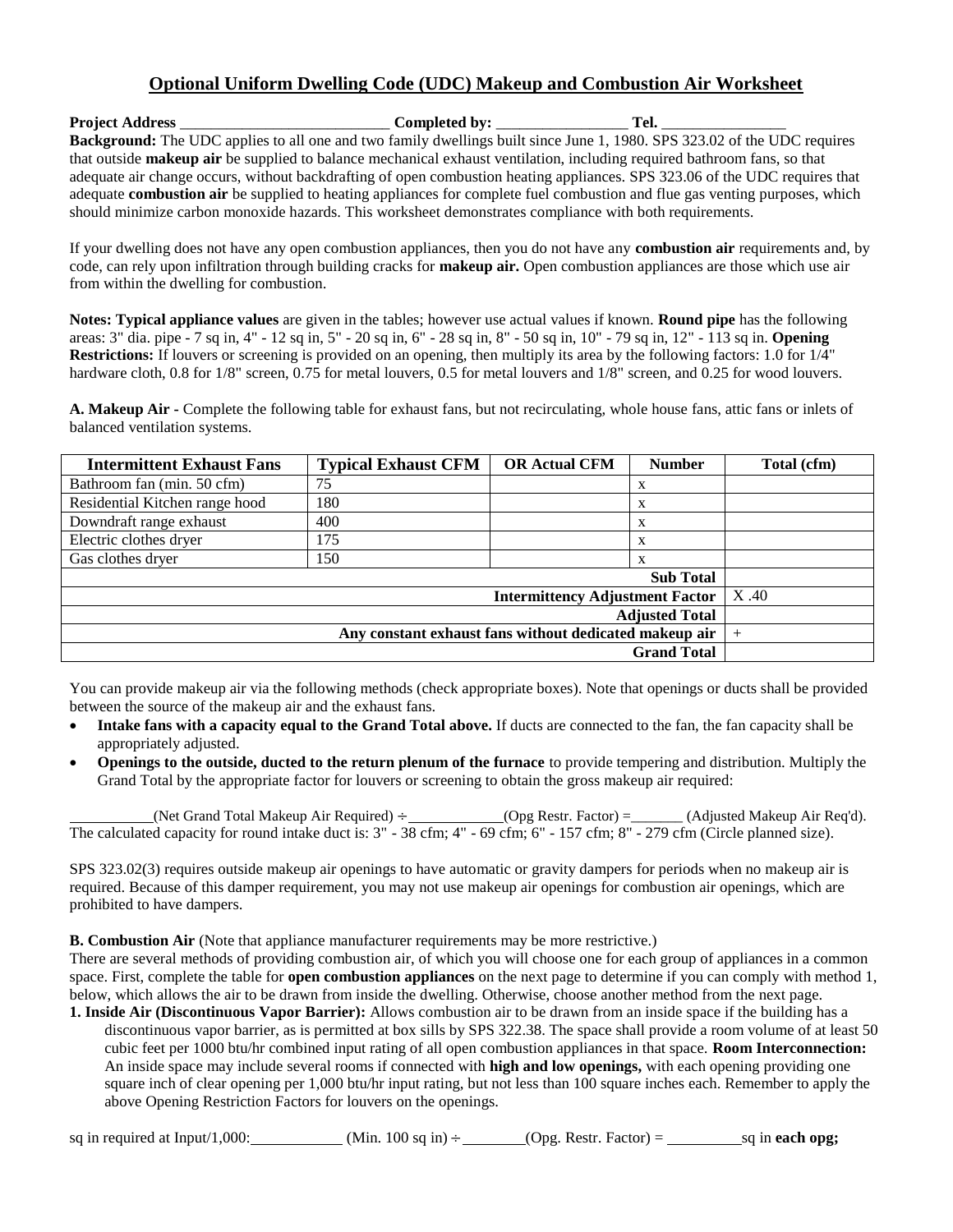# Optional Uniform Dwelling Code (UDC) Makeup and Combustion Air Worksheet

**Project Address** ____________________________ **Completed by:** _________________ **Tel.** ________________

**Background:** The UDC applies to all one and two family dwellings built since June 1, 1980. SPS 323.02 of the UDC requires that outside **makeup air** be supplied to balance mechanical exhaust ventilation, including required bathroom fans, so that adequate air change occurs, without backdrafting of open combustion heating appliances. SPS 323.06 of the UDC requires that adequate **combustion air** be supplied to heating appliances for complete fuel combustion and flue gas venting purposes, which should minimize carbon monoxide hazards. This worksheet demonstrates compliance with both requirements.

If your dwelling does not have any open combustion appliances, then you do not have any **combustion air** requirements and, by code, can rely upon infiltration through building cracks for **makeup air.** Open combustion appliances are those which use air from within the dwelling for combustion.

**Notes: Typical appliance values** are given in the tables; however use actual values if known. **Round pipe** has the following areas: 3" dia. pipe - 7 sq in, 4" - 12 sq in, 5" - 20 sq in, 6" - 28 sq in, 8" - 50 sq in, 10" - 79 sq in, 12" - 113 sq in. **Opening Restrictions:** If louvers or screening is provided on an opening, then multiply its area by the following factors: 1.0 for 1/4" hardware cloth, 0.8 for 1/8" screen, 0.75 for metal louvers, 0.5 for metal louvers and 1/8" screen, and 0.25 for wood louvers.

**A. Makeup Air -** Complete the following table for exhaust fans, but not recirculating, whole house fans, attic fans or inlets of balanced ventilation systems.

| Intermittent Exhaust Fans | Typical Exhaust CFM | OR Actual CFM | Number | Total (cfm) |
|---|---|---|---|---|
| Bathroom fan (min. 50 cfm) | 75 | | x | |
| Residential Kitchen range hood | 180 | | x | |
| Downdraft range exhaust | 400 | | x | |
| Electric clothes dryer | 175 | | x | |
| Gas clothes dryer | 150 | | x | |
| | | | **Sub Total** | |
| | | | **Intermittency Adjustment Factor** | X .40 |
| | | | **Adjusted Total** | |
| | | | **Any constant exhaust fans without dedicated makeup air** | + |
| | | | **Grand Total** | |

You can provide makeup air via the following methods (check appropriate boxes). Note that openings or ducts shall be provided between the source of the makeup air and the exhaust fans.

- **Intake fans with a capacity equal to the Grand Total above.** If ducts are connected to the fan, the fan capacity shall be appropriately adjusted.
- **Openings to the outside, ducted to the return plenum of the furnace** to provide tempering and distribution. Multiply the Grand Total by the appropriate factor for louvers or screening to obtain the gross makeup air required:

__________(Net Grand Total Makeup Air Required) ÷ ____________(Opg Restr. Factor) =_______ (Adjusted Makeup Air Req'd).
The calculated capacity for round intake duct is: 3" - 38 cfm; 4" - 69 cfm; 6" - 157 cfm; 8" - 279 cfm (Circle planned size).

SPS 323.02(3) requires outside makeup air openings to have automatic or gravity dampers for periods when no makeup air is required. Because of this damper requirement, you may not use makeup air openings for combustion air openings, which are prohibited to have dampers.

**B. Combustion Air** (Note that appliance manufacturer requirements may be more restrictive.)

There are several methods of providing combustion air, of which you will choose one for each group of appliances in a common space. First, complete the table for **open combustion appliances** on the next page to determine if you can comply with method 1, below, which allows the air to be drawn from inside the dwelling. Otherwise, choose another method from the next page.

**1. Inside Air (Discontinuous Vapor Barrier):** Allows combustion air to be drawn from an inside space if the building has a discontinuous vapor barrier, as is permitted at box sills by SPS 322.38. The space shall provide a room volume of at least 50 cubic feet per 1000 btu/hr combined input rating of all open combustion appliances in that space. **Room Interconnection:** An inside space may include several rooms if connected with **high and low openings,** with each opening providing one square inch of clear opening per 1,000 btu/hr input rating, but not less than 100 square inches each. Remember to apply the above Opening Restriction Factors for louvers on the openings.

sq in required at Input/1,000:___________ (Min. 100 sq in) ÷ ________(Opg. Restr. Factor) = _________sq in **each opg;**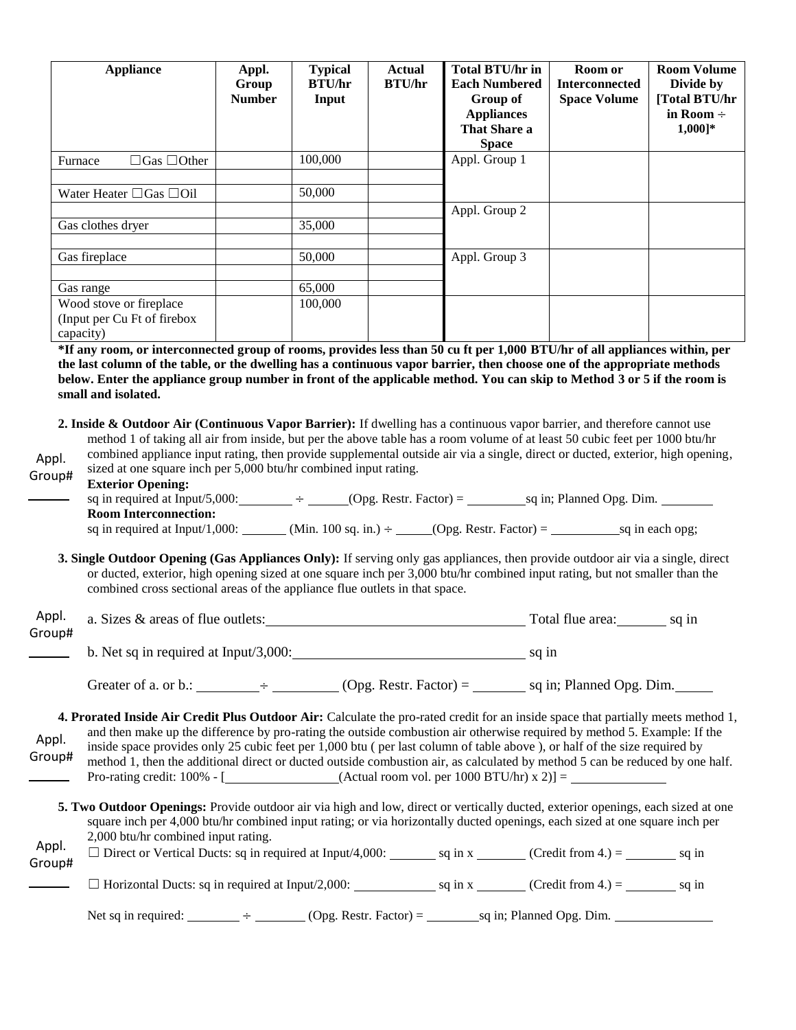| Appliance | Appl. Group Number | Typical BTU/hr Input | Actual BTU/hr | Total BTU/hr in Each Numbered Group of Appliances That Share a Space | Room or Interconnected Space Volume | Room Volume Divide by [Total BTU/hr in Room ÷ 1,000]* |
|---|---|---|---|---|---|---|
| Furnace ☐Gas ☐Other | | 100,000 | | Appl. Group 1 | | |
| | | | | | | |
| Water Heater ☐Gas ☐Oil | | 50,000 | | | | |
| | | | | Appl. Group 2 | | |
| Gas clothes dryer | | 35,000 | | | | |
| | | | | | | |
| Gas fireplace | | 50,000 | | Appl. Group 3 | | |
| | | | | | | |
| Gas range | | 65,000 | | | | |
| Wood stove or fireplace (Input per Cu Ft of firebox capacity) | | 100,000 | | | | |

**\*If any room, or interconnected group of rooms, provides less than 50 cu ft per 1,000 BTU/hr of all appliances within, per the last column of the table, or the dwelling has a continuous vapor barrier, then choose one of the appropriate methods below. Enter the appliance group number in front of the applicable method. You can skip to Method 3 or 5 if the room is small and isolated.**

Appl. Group# ______

**2. Inside & Outdoor Air (Continuous Vapor Barrier):** If dwelling has a continuous vapor barrier, and therefore cannot use method 1 of taking all air from inside, but per the above table has a room volume of at least 50 cubic feet per 1000 btu/hr combined appliance input rating, then provide supplemental outside air via a single, direct or ducted, exterior, high opening, sized at one square inch per 5,000 btu/hr combined input rating.

**Exterior Opening:**

sq in required at Input/5,000: ________ ÷ ______(Opg. Restr. Factor) = ________sq in; Planned Opg. Dim. ________

**Room Interconnection:**

sq in required at Input/1,000: _______ (Min. 100 sq. in.) ÷ _____(Opg. Restr. Factor) = __________sq in each opg;

**3. Single Outdoor Opening (Gas Appliances Only):** If serving only gas appliances, then provide outdoor air via a single, direct or ducted, exterior, high opening sized at one square inch per 3,000 btu/hr combined input rating, but not smaller than the combined cross sectional areas of the appliance flue outlets in that space.

Appl. Group# ______

a. Sizes & areas of flue outlets: ____________________________________ Total flue area: _______ sq in

b. Net sq in required at Input/3,000: ________________________________ sq in

Greater of a. or b.: _________ ÷ _________ (Opg. Restr. Factor) = _______ sq in; Planned Opg. Dim. _____

Appl. Group# ______

**4. Prorated Inside Air Credit Plus Outdoor Air:** Calculate the pro-rated credit for an inside space that partially meets method 1, and then make up the difference by pro-rating the outside combustion air otherwise required by method 5. Example: If the inside space provides only 25 cubic feet per 1,000 btu ( per last column of table above ), or half of the size required by method 1, then the additional direct or ducted outside combustion air, as calculated by method 5 can be reduced by one half.

Pro-rating credit: 100% - [________________(Actual room vol. per 1000 BTU/hr) x 2)] = ______________

**5. Two Outdoor Openings:** Provide outdoor air via high and low, direct or vertically ducted, exterior openings, each sized at one square inch per 4,000 btu/hr combined input rating; or via horizontally ducted openings, each sized at one square inch per 2,000 btu/hr combined input rating.

Appl. Group# ______

☐ Direct or Vertical Ducts: sq in required at Input/4,000: _______ sq in x _______ (Credit from 4.) = _______ sq in

☐ Horizontal Ducts: sq in required at Input/2,000: ____________ sq in x _______ (Credit from 4.) = _______ sq in

Net sq in required: ________ ÷ ________ (Opg. Restr. Factor) = ________sq in; Planned Opg. Dim. ______________